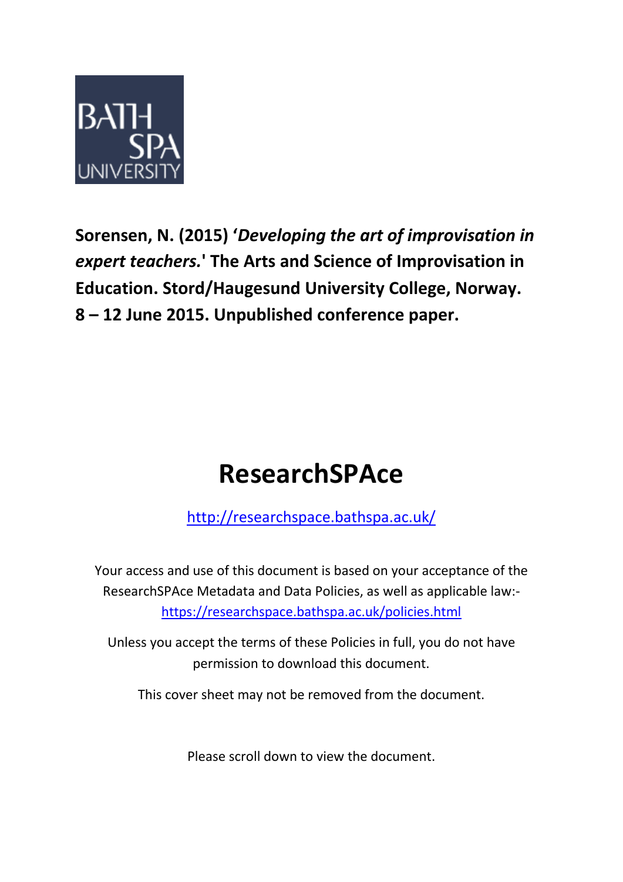BATH SPA UNIVERSITY

**Sorensen, N. (2015) '*Developing the art of improvisation in expert teachers.*' The Arts and Science of Improvisation in Education. Stord/Haugesund University College, Norway. 8 – 12 June 2015. Unpublished conference paper.**

# ResearchSPAce

http://researchspace.bathspa.ac.uk/

Your access and use of this document is based on your acceptance of the ResearchSPAce Metadata and Data Policies, as well as applicable law:- https://researchspace.bathspa.ac.uk/policies.html

Unless you accept the terms of these Policies in full, you do not have permission to download this document.

This cover sheet may not be removed from the document.

Please scroll down to view the document.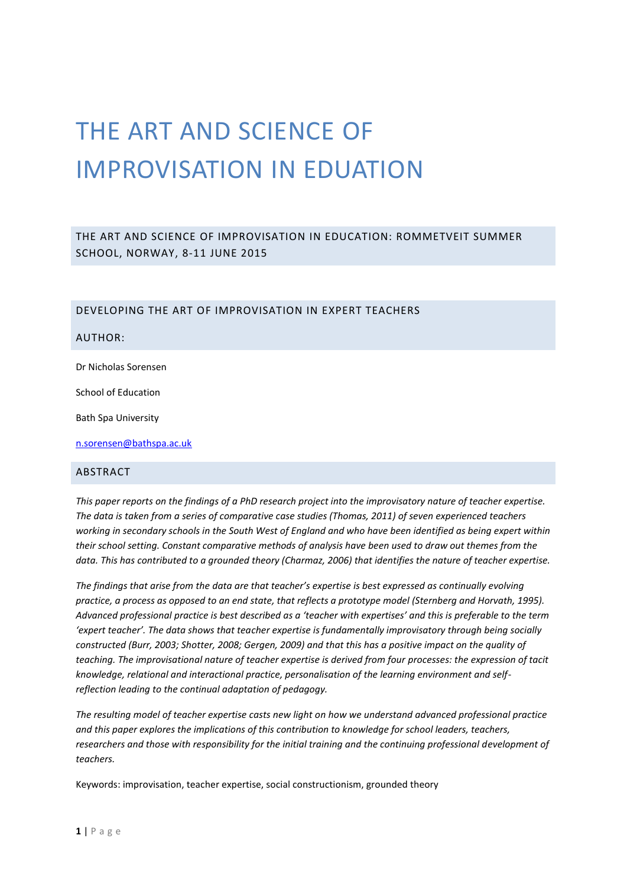# THE ART AND SCIENCE OF IMPROVISATION IN EDUATION

## THE ART AND SCIENCE OF IMPROVISATION IN EDUCATION: ROMMETVEIT SUMMER SCHOOL, NORWAY, 8-11 JUNE 2015

## DEVELOPING THE ART OF IMPROVISATION IN EXPERT TEACHERS

## AUTHOR:

Dr Nicholas Sorensen

School of Education

Bath Spa University

n.sorensen@bathspa.ac.uk

## ABSTRACT

*This paper reports on the findings of a PhD research project into the improvisatory nature of teacher expertise. The data is taken from a series of comparative case studies (Thomas, 2011) of seven experienced teachers working in secondary schools in the South West of England and who have been identified as being expert within their school setting. Constant comparative methods of analysis have been used to draw out themes from the data. This has contributed to a grounded theory (Charmaz, 2006) that identifies the nature of teacher expertise.*

*The findings that arise from the data are that teacher's expertise is best expressed as continually evolving practice, a process as opposed to an end state, that reflects a prototype model (Sternberg and Horvath, 1995). Advanced professional practice is best described as a 'teacher with expertises' and this is preferable to the term 'expert teacher'. The data shows that teacher expertise is fundamentally improvisatory through being socially constructed (Burr, 2003; Shotter, 2008; Gergen, 2009) and that this has a positive impact on the quality of teaching. The improvisational nature of teacher expertise is derived from four processes: the expression of tacit knowledge, relational and interactional practice, personalisation of the learning environment and self-reflection leading to the continual adaptation of pedagogy.*

*The resulting model of teacher expertise casts new light on how we understand advanced professional practice and this paper explores the implications of this contribution to knowledge for school leaders, teachers, researchers and those with responsibility for the initial training and the continuing professional development of teachers.*

Keywords: improvisation, teacher expertise, social constructionism, grounded theory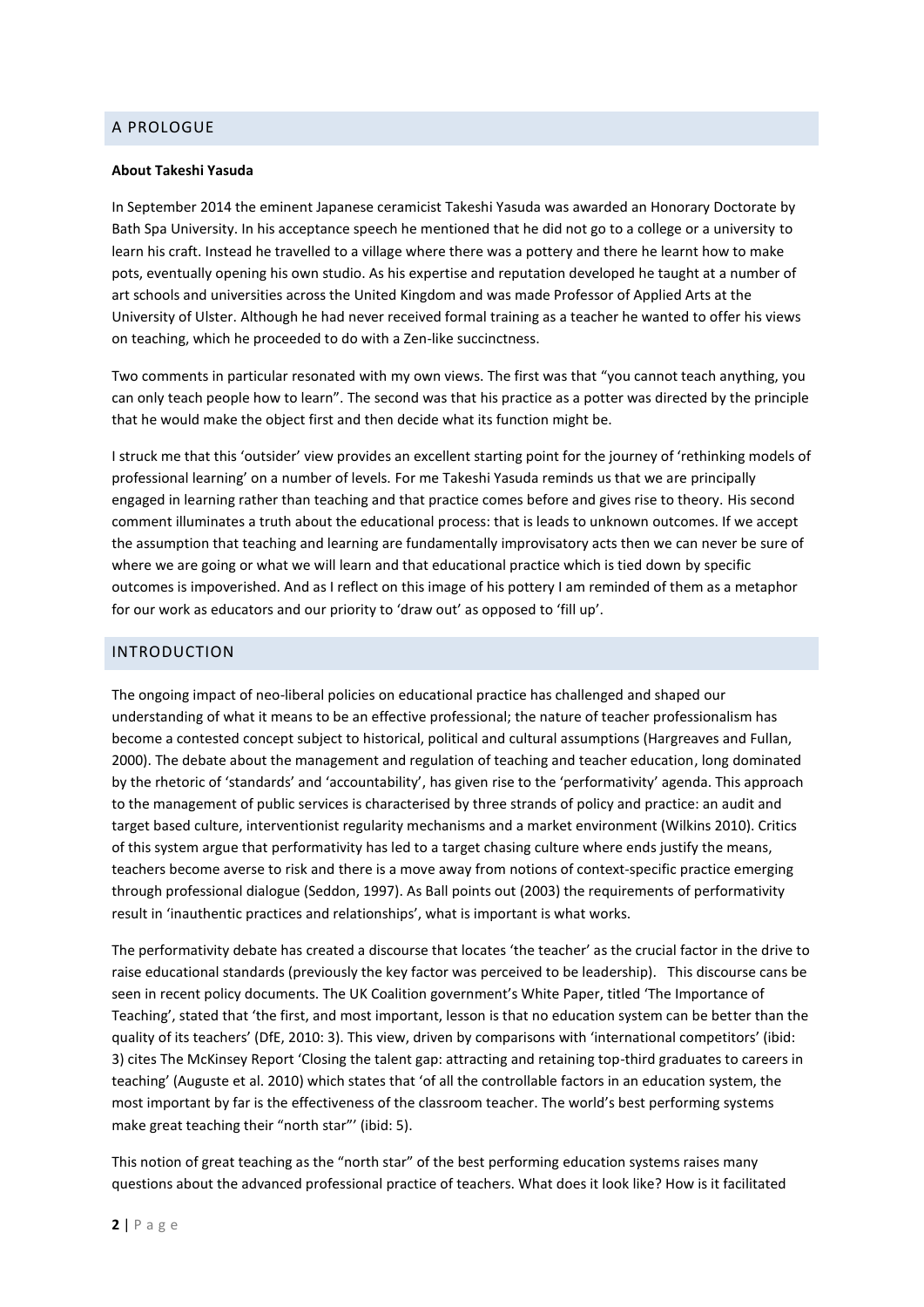## A PROLOGUE

**About Takeshi Yasuda**

In September 2014 the eminent Japanese ceramicist Takeshi Yasuda was awarded an Honorary Doctorate by Bath Spa University. In his acceptance speech he mentioned that he did not go to a college or a university to learn his craft. Instead he travelled to a village where there was a pottery and there he learnt how to make pots, eventually opening his own studio. As his expertise and reputation developed he taught at a number of art schools and universities across the United Kingdom and was made Professor of Applied Arts at the University of Ulster. Although he had never received formal training as a teacher he wanted to offer his views on teaching, which he proceeded to do with a Zen-like succinctness.

Two comments in particular resonated with my own views. The first was that "you cannot teach anything, you can only teach people how to learn". The second was that his practice as a potter was directed by the principle that he would make the object first and then decide what its function might be.

I struck me that this 'outsider' view provides an excellent starting point for the journey of 'rethinking models of professional learning' on a number of levels. For me Takeshi Yasuda reminds us that we are principally engaged in learning rather than teaching and that practice comes before and gives rise to theory. His second comment illuminates a truth about the educational process: that is leads to unknown outcomes. If we accept the assumption that teaching and learning are fundamentally improvisatory acts then we can never be sure of where we are going or what we will learn and that educational practice which is tied down by specific outcomes is impoverished. And as I reflect on this image of his pottery I am reminded of them as a metaphor for our work as educators and our priority to 'draw out' as opposed to 'fill up'.

## INTRODUCTION

The ongoing impact of neo-liberal policies on educational practice has challenged and shaped our understanding of what it means to be an effective professional; the nature of teacher professionalism has become a contested concept subject to historical, political and cultural assumptions (Hargreaves and Fullan, 2000). The debate about the management and regulation of teaching and teacher education, long dominated by the rhetoric of 'standards' and 'accountability', has given rise to the 'performativity' agenda. This approach to the management of public services is characterised by three strands of policy and practice: an audit and target based culture, interventionist regularity mechanisms and a market environment (Wilkins 2010). Critics of this system argue that performativity has led to a target chasing culture where ends justify the means, teachers become averse to risk and there is a move away from notions of context-specific practice emerging through professional dialogue (Seddon, 1997). As Ball points out (2003) the requirements of performativity result in 'inauthentic practices and relationships', what is important is what works.

The performativity debate has created a discourse that locates 'the teacher' as the crucial factor in the drive to raise educational standards (previously the key factor was perceived to be leadership). This discourse cans be seen in recent policy documents. The UK Coalition government's White Paper, titled 'The Importance of Teaching', stated that 'the first, and most important, lesson is that no education system can be better than the quality of its teachers' (DfE, 2010: 3). This view, driven by comparisons with 'international competitors' (ibid: 3) cites The McKinsey Report 'Closing the talent gap: attracting and retaining top-third graduates to careers in teaching' (Auguste et al. 2010) which states that 'of all the controllable factors in an education system, the most important by far is the effectiveness of the classroom teacher. The world's best performing systems make great teaching their "north star"' (ibid: 5).

This notion of great teaching as the "north star" of the best performing education systems raises many questions about the advanced professional practice of teachers. What does it look like? How is it facilitated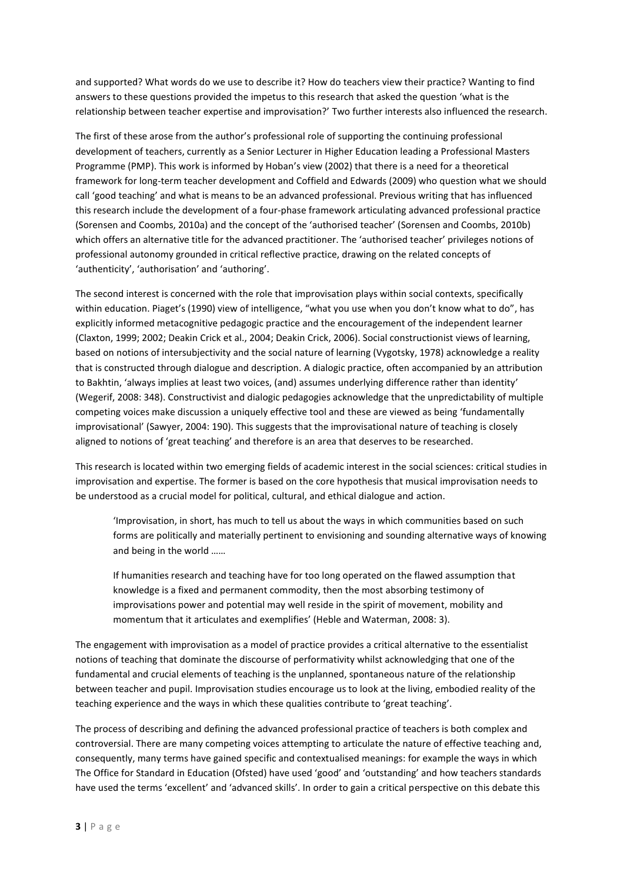and supported? What words do we use to describe it? How do teachers view their practice? Wanting to find answers to these questions provided the impetus to this research that asked the question 'what is the relationship between teacher expertise and improvisation?' Two further interests also influenced the research.

The first of these arose from the author's professional role of supporting the continuing professional development of teachers, currently as a Senior Lecturer in Higher Education leading a Professional Masters Programme (PMP). This work is informed by Hoban's view (2002) that there is a need for a theoretical framework for long-term teacher development and Coffield and Edwards (2009) who question what we should call 'good teaching' and what is means to be an advanced professional. Previous writing that has influenced this research include the development of a four-phase framework articulating advanced professional practice (Sorensen and Coombs, 2010a) and the concept of the 'authorised teacher' (Sorensen and Coombs, 2010b) which offers an alternative title for the advanced practitioner. The 'authorised teacher' privileges notions of professional autonomy grounded in critical reflective practice, drawing on the related concepts of 'authenticity', 'authorisation' and 'authoring'.

The second interest is concerned with the role that improvisation plays within social contexts, specifically within education. Piaget's (1990) view of intelligence, "what you use when you don't know what to do", has explicitly informed metacognitive pedagogic practice and the encouragement of the independent learner (Claxton, 1999; 2002; Deakin Crick et al., 2004; Deakin Crick, 2006). Social constructionist views of learning, based on notions of intersubjectivity and the social nature of learning (Vygotsky, 1978) acknowledge a reality that is constructed through dialogue and description. A dialogic practice, often accompanied by an attribution to Bakhtin, 'always implies at least two voices, (and) assumes underlying difference rather than identity' (Wegerif, 2008: 348). Constructivist and dialogic pedagogies acknowledge that the unpredictability of multiple competing voices make discussion a uniquely effective tool and these are viewed as being 'fundamentally improvisational' (Sawyer, 2004: 190). This suggests that the improvisational nature of teaching is closely aligned to notions of 'great teaching' and therefore is an area that deserves to be researched.

This research is located within two emerging fields of academic interest in the social sciences: critical studies in improvisation and expertise. The former is based on the core hypothesis that musical improvisation needs to be understood as a crucial model for political, cultural, and ethical dialogue and action.

> 'Improvisation, in short, has much to tell us about the ways in which communities based on such forms are politically and materially pertinent to envisioning and sounding alternative ways of knowing and being in the world ……
>
> If humanities research and teaching have for too long operated on the flawed assumption that knowledge is a fixed and permanent commodity, then the most absorbing testimony of improvisations power and potential may well reside in the spirit of movement, mobility and momentum that it articulates and exemplifies' (Heble and Waterman, 2008: 3).

The engagement with improvisation as a model of practice provides a critical alternative to the essentialist notions of teaching that dominate the discourse of performativity whilst acknowledging that one of the fundamental and crucial elements of teaching is the unplanned, spontaneous nature of the relationship between teacher and pupil. Improvisation studies encourage us to look at the living, embodied reality of the teaching experience and the ways in which these qualities contribute to 'great teaching'.

The process of describing and defining the advanced professional practice of teachers is both complex and controversial. There are many competing voices attempting to articulate the nature of effective teaching and, consequently, many terms have gained specific and contextualised meanings: for example the ways in which The Office for Standard in Education (Ofsted) have used 'good' and 'outstanding' and how teachers standards have used the terms 'excellent' and 'advanced skills'. In order to gain a critical perspective on this debate this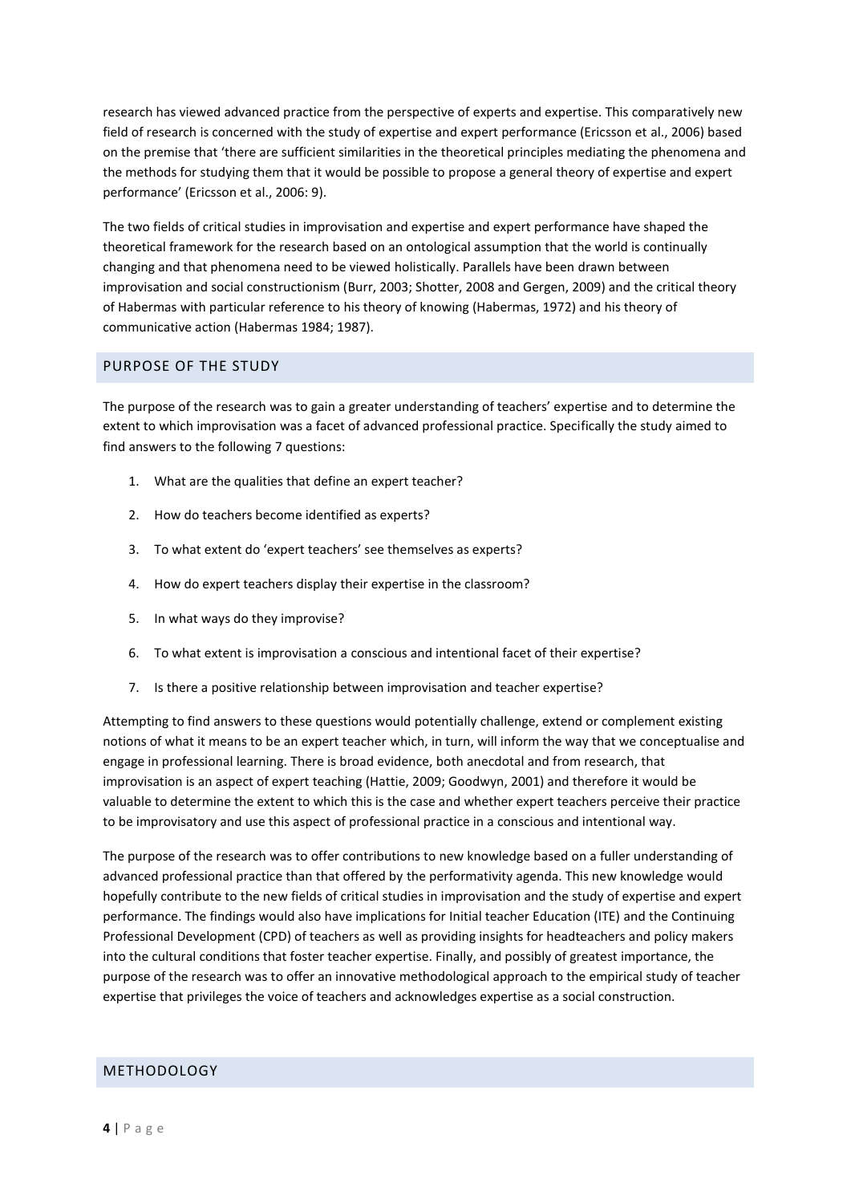research has viewed advanced practice from the perspective of experts and expertise. This comparatively new field of research is concerned with the study of expertise and expert performance (Ericsson et al., 2006) based on the premise that 'there are sufficient similarities in the theoretical principles mediating the phenomena and the methods for studying them that it would be possible to propose a general theory of expertise and expert performance' (Ericsson et al., 2006: 9).

The two fields of critical studies in improvisation and expertise and expert performance have shaped the theoretical framework for the research based on an ontological assumption that the world is continually changing and that phenomena need to be viewed holistically. Parallels have been drawn between improvisation and social constructionism (Burr, 2003; Shotter, 2008 and Gergen, 2009) and the critical theory of Habermas with particular reference to his theory of knowing (Habermas, 1972) and his theory of communicative action (Habermas 1984; 1987).

## PURPOSE OF THE STUDY

The purpose of the research was to gain a greater understanding of teachers' expertise and to determine the extent to which improvisation was a facet of advanced professional practice. Specifically the study aimed to find answers to the following 7 questions:

1. What are the qualities that define an expert teacher?
2. How do teachers become identified as experts?
3. To what extent do 'expert teachers' see themselves as experts?
4. How do expert teachers display their expertise in the classroom?
5. In what ways do they improvise?
6. To what extent is improvisation a conscious and intentional facet of their expertise?
7. Is there a positive relationship between improvisation and teacher expertise?

Attempting to find answers to these questions would potentially challenge, extend or complement existing notions of what it means to be an expert teacher which, in turn, will inform the way that we conceptualise and engage in professional learning. There is broad evidence, both anecdotal and from research, that improvisation is an aspect of expert teaching (Hattie, 2009; Goodwyn, 2001) and therefore it would be valuable to determine the extent to which this is the case and whether expert teachers perceive their practice to be improvisatory and use this aspect of professional practice in a conscious and intentional way.

The purpose of the research was to offer contributions to new knowledge based on a fuller understanding of advanced professional practice than that offered by the performativity agenda. This new knowledge would hopefully contribute to the new fields of critical studies in improvisation and the study of expertise and expert performance. The findings would also have implications for Initial teacher Education (ITE) and the Continuing Professional Development (CPD) of teachers as well as providing insights for headteachers and policy makers into the cultural conditions that foster teacher expertise. Finally, and possibly of greatest importance, the purpose of the research was to offer an innovative methodological approach to the empirical study of teacher expertise that privileges the voice of teachers and acknowledges expertise as a social construction.

## METHODOLOGY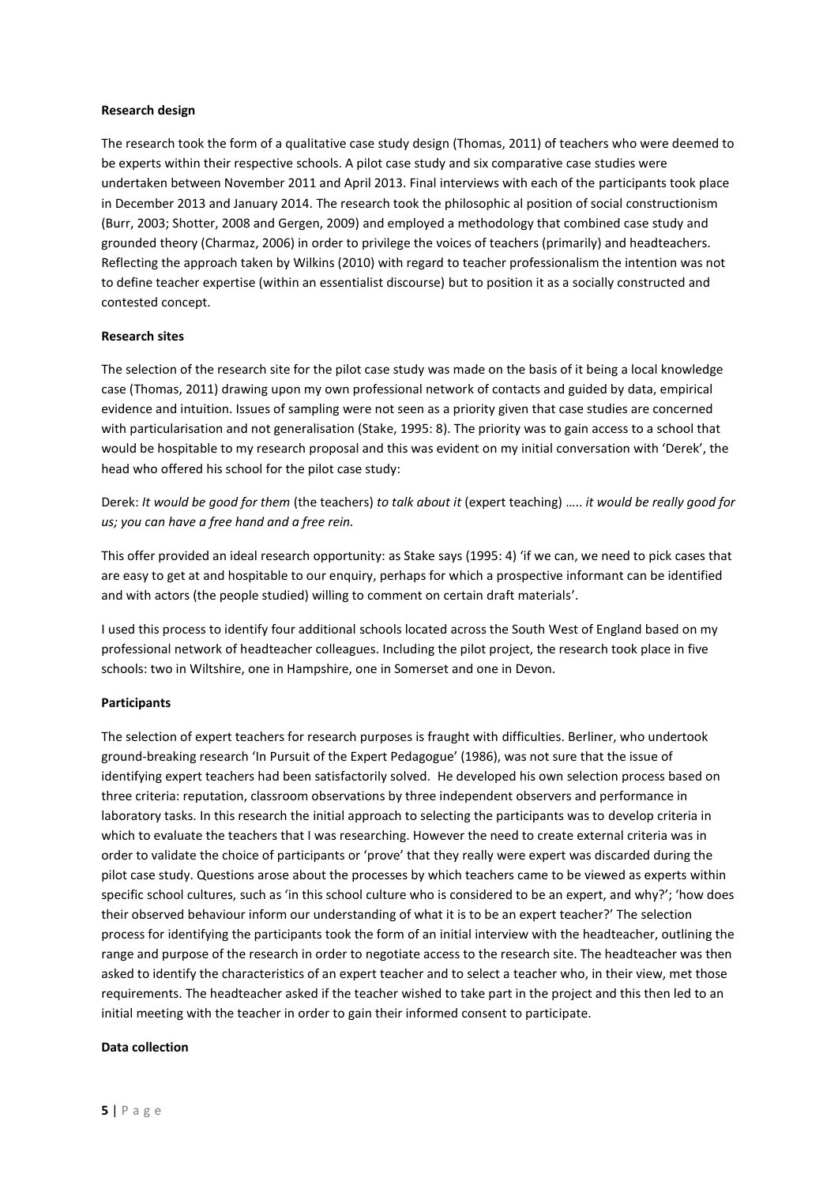**Research design**

The research took the form of a qualitative case study design (Thomas, 2011) of teachers who were deemed to be experts within their respective schools. A pilot case study and six comparative case studies were undertaken between November 2011 and April 2013. Final interviews with each of the participants took place in December 2013 and January 2014. The research took the philosophic al position of social constructionism (Burr, 2003; Shotter, 2008 and Gergen, 2009) and employed a methodology that combined case study and grounded theory (Charmaz, 2006) in order to privilege the voices of teachers (primarily) and headteachers. Reflecting the approach taken by Wilkins (2010) with regard to teacher professionalism the intention was not to define teacher expertise (within an essentialist discourse) but to position it as a socially constructed and contested concept.

**Research sites**

The selection of the research site for the pilot case study was made on the basis of it being a local knowledge case (Thomas, 2011) drawing upon my own professional network of contacts and guided by data, empirical evidence and intuition. Issues of sampling were not seen as a priority given that case studies are concerned with particularisation and not generalisation (Stake, 1995: 8). The priority was to gain access to a school that would be hospitable to my research proposal and this was evident on my initial conversation with 'Derek', the head who offered his school for the pilot case study:

Derek: *It would be good for them* (the teachers) *to talk about it* (expert teaching) ….. *it would be really good for us; you can have a free hand and a free rein.*

This offer provided an ideal research opportunity: as Stake says (1995: 4) 'if we can, we need to pick cases that are easy to get at and hospitable to our enquiry, perhaps for which a prospective informant can be identified and with actors (the people studied) willing to comment on certain draft materials'.

I used this process to identify four additional schools located across the South West of England based on my professional network of headteacher colleagues. Including the pilot project, the research took place in five schools: two in Wiltshire, one in Hampshire, one in Somerset and one in Devon.

**Participants**

The selection of expert teachers for research purposes is fraught with difficulties. Berliner, who undertook ground-breaking research 'In Pursuit of the Expert Pedagogue' (1986), was not sure that the issue of identifying expert teachers had been satisfactorily solved. He developed his own selection process based on three criteria: reputation, classroom observations by three independent observers and performance in laboratory tasks. In this research the initial approach to selecting the participants was to develop criteria in which to evaluate the teachers that I was researching. However the need to create external criteria was in order to validate the choice of participants or 'prove' that they really were expert was discarded during the pilot case study. Questions arose about the processes by which teachers came to be viewed as experts within specific school cultures, such as 'in this school culture who is considered to be an expert, and why?'; 'how does their observed behaviour inform our understanding of what it is to be an expert teacher?' The selection process for identifying the participants took the form of an initial interview with the headteacher, outlining the range and purpose of the research in order to negotiate access to the research site. The headteacher was then asked to identify the characteristics of an expert teacher and to select a teacher who, in their view, met those requirements. The headteacher asked if the teacher wished to take part in the project and this then led to an initial meeting with the teacher in order to gain their informed consent to participate.

**Data collection**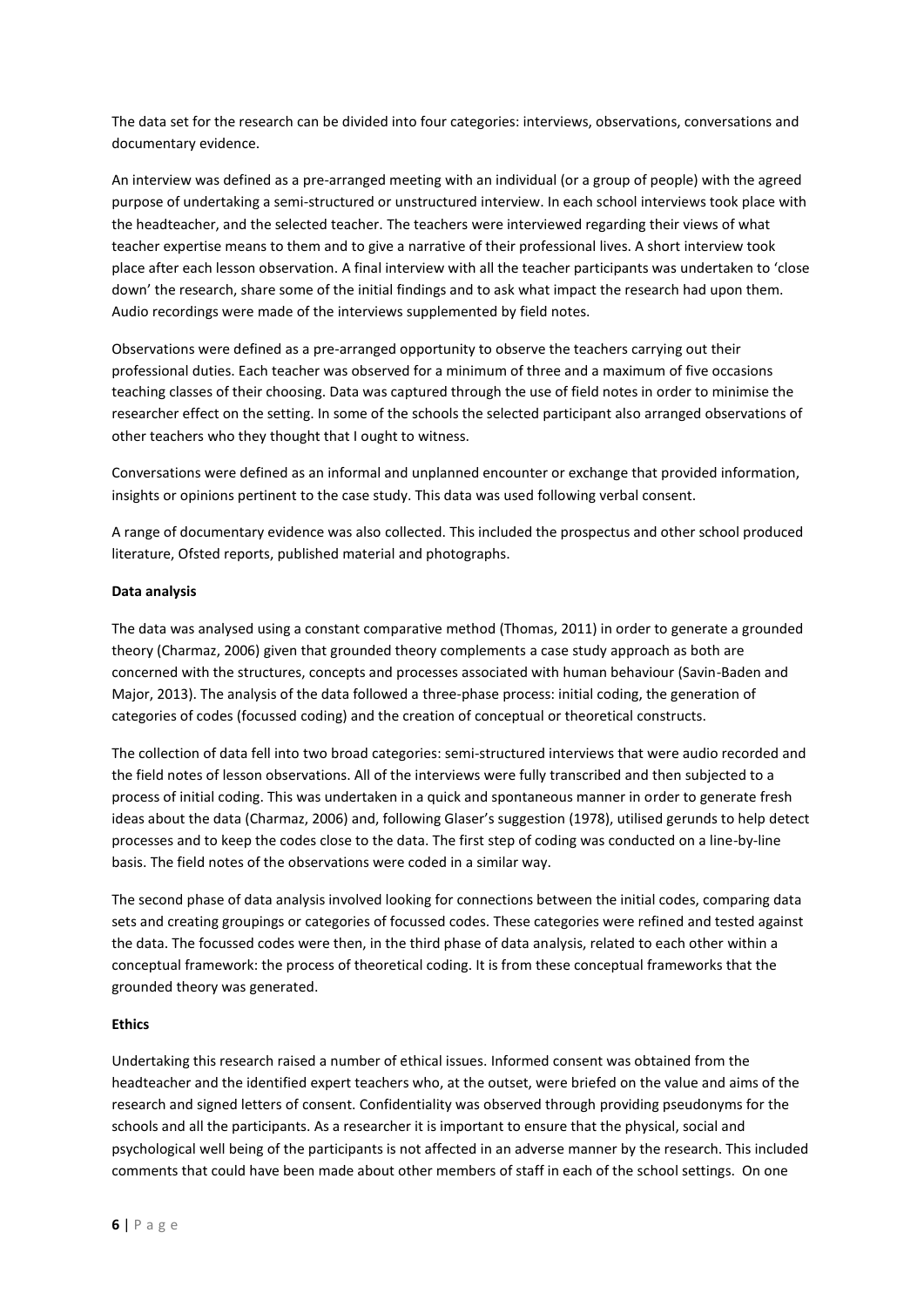The data set for the research can be divided into four categories: interviews, observations, conversations and documentary evidence.

An interview was defined as a pre-arranged meeting with an individual (or a group of people) with the agreed purpose of undertaking a semi-structured or unstructured interview. In each school interviews took place with the headteacher, and the selected teacher. The teachers were interviewed regarding their views of what teacher expertise means to them and to give a narrative of their professional lives. A short interview took place after each lesson observation. A final interview with all the teacher participants was undertaken to 'close down' the research, share some of the initial findings and to ask what impact the research had upon them. Audio recordings were made of the interviews supplemented by field notes.

Observations were defined as a pre-arranged opportunity to observe the teachers carrying out their professional duties. Each teacher was observed for a minimum of three and a maximum of five occasions teaching classes of their choosing. Data was captured through the use of field notes in order to minimise the researcher effect on the setting. In some of the schools the selected participant also arranged observations of other teachers who they thought that I ought to witness.

Conversations were defined as an informal and unplanned encounter or exchange that provided information, insights or opinions pertinent to the case study. This data was used following verbal consent.

A range of documentary evidence was also collected. This included the prospectus and other school produced literature, Ofsted reports, published material and photographs.

**Data analysis**

The data was analysed using a constant comparative method (Thomas, 2011) in order to generate a grounded theory (Charmaz, 2006) given that grounded theory complements a case study approach as both are concerned with the structures, concepts and processes associated with human behaviour (Savin-Baden and Major, 2013). The analysis of the data followed a three-phase process: initial coding, the generation of categories of codes (focussed coding) and the creation of conceptual or theoretical constructs.

The collection of data fell into two broad categories: semi-structured interviews that were audio recorded and the field notes of lesson observations. All of the interviews were fully transcribed and then subjected to a process of initial coding. This was undertaken in a quick and spontaneous manner in order to generate fresh ideas about the data (Charmaz, 2006) and, following Glaser's suggestion (1978), utilised gerunds to help detect processes and to keep the codes close to the data. The first step of coding was conducted on a line-by-line basis. The field notes of the observations were coded in a similar way.

The second phase of data analysis involved looking for connections between the initial codes, comparing data sets and creating groupings or categories of focussed codes. These categories were refined and tested against the data. The focussed codes were then, in the third phase of data analysis, related to each other within a conceptual framework: the process of theoretical coding. It is from these conceptual frameworks that the grounded theory was generated.

**Ethics**

Undertaking this research raised a number of ethical issues. Informed consent was obtained from the headteacher and the identified expert teachers who, at the outset, were briefed on the value and aims of the research and signed letters of consent. Confidentiality was observed through providing pseudonyms for the schools and all the participants. As a researcher it is important to ensure that the physical, social and psychological well being of the participants is not affected in an adverse manner by the research. This included comments that could have been made about other members of staff in each of the school settings. On one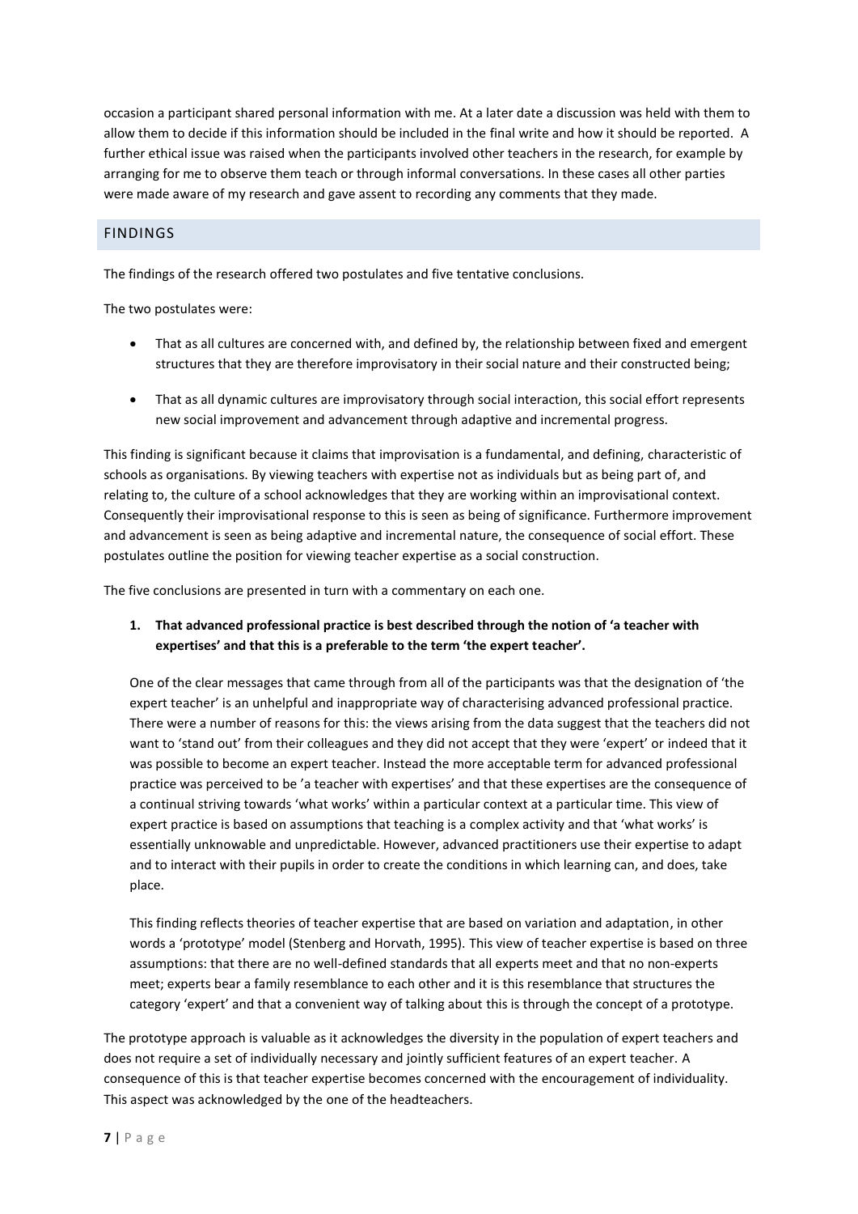occasion a participant shared personal information with me. At a later date a discussion was held with them to allow them to decide if this information should be included in the final write and how it should be reported. A further ethical issue was raised when the participants involved other teachers in the research, for example by arranging for me to observe them teach or through informal conversations. In these cases all other parties were made aware of my research and gave assent to recording any comments that they made.

## FINDINGS

The findings of the research offered two postulates and five tentative conclusions.

The two postulates were:

- That as all cultures are concerned with, and defined by, the relationship between fixed and emergent structures that they are therefore improvisatory in their social nature and their constructed being;

- That as all dynamic cultures are improvisatory through social interaction, this social effort represents new social improvement and advancement through adaptive and incremental progress.

This finding is significant because it claims that improvisation is a fundamental, and defining, characteristic of schools as organisations. By viewing teachers with expertise not as individuals but as being part of, and relating to, the culture of a school acknowledges that they are working within an improvisational context. Consequently their improvisational response to this is seen as being of significance. Furthermore improvement and advancement is seen as being adaptive and incremental nature, the consequence of social effort. These postulates outline the position for viewing teacher expertise as a social construction.

The five conclusions are presented in turn with a commentary on each one.

1. **That advanced professional practice is best described through the notion of 'a teacher with expertises' and that this is a preferable to the term 'the expert teacher'.**

   One of the clear messages that came through from all of the participants was that the designation of 'the expert teacher' is an unhelpful and inappropriate way of characterising advanced professional practice. There were a number of reasons for this: the views arising from the data suggest that the teachers did not want to 'stand out' from their colleagues and they did not accept that they were 'expert' or indeed that it was possible to become an expert teacher. Instead the more acceptable term for advanced professional practice was perceived to be 'a teacher with expertises' and that these expertises are the consequence of a continual striving towards 'what works' within a particular context at a particular time. This view of expert practice is based on assumptions that teaching is a complex activity and that 'what works' is essentially unknowable and unpredictable. However, advanced practitioners use their expertise to adapt and to interact with their pupils in order to create the conditions in which learning can, and does, take place.

   This finding reflects theories of teacher expertise that are based on variation and adaptation, in other words a 'prototype' model (Stenberg and Horvath, 1995). This view of teacher expertise is based on three assumptions: that there are no well-defined standards that all experts meet and that no non-experts meet; experts bear a family resemblance to each other and it is this resemblance that structures the category 'expert' and that a convenient way of talking about this is through the concept of a prototype.

The prototype approach is valuable as it acknowledges the diversity in the population of expert teachers and does not require a set of individually necessary and jointly sufficient features of an expert teacher. A consequence of this is that teacher expertise becomes concerned with the encouragement of individuality. This aspect was acknowledged by the one of the headteachers.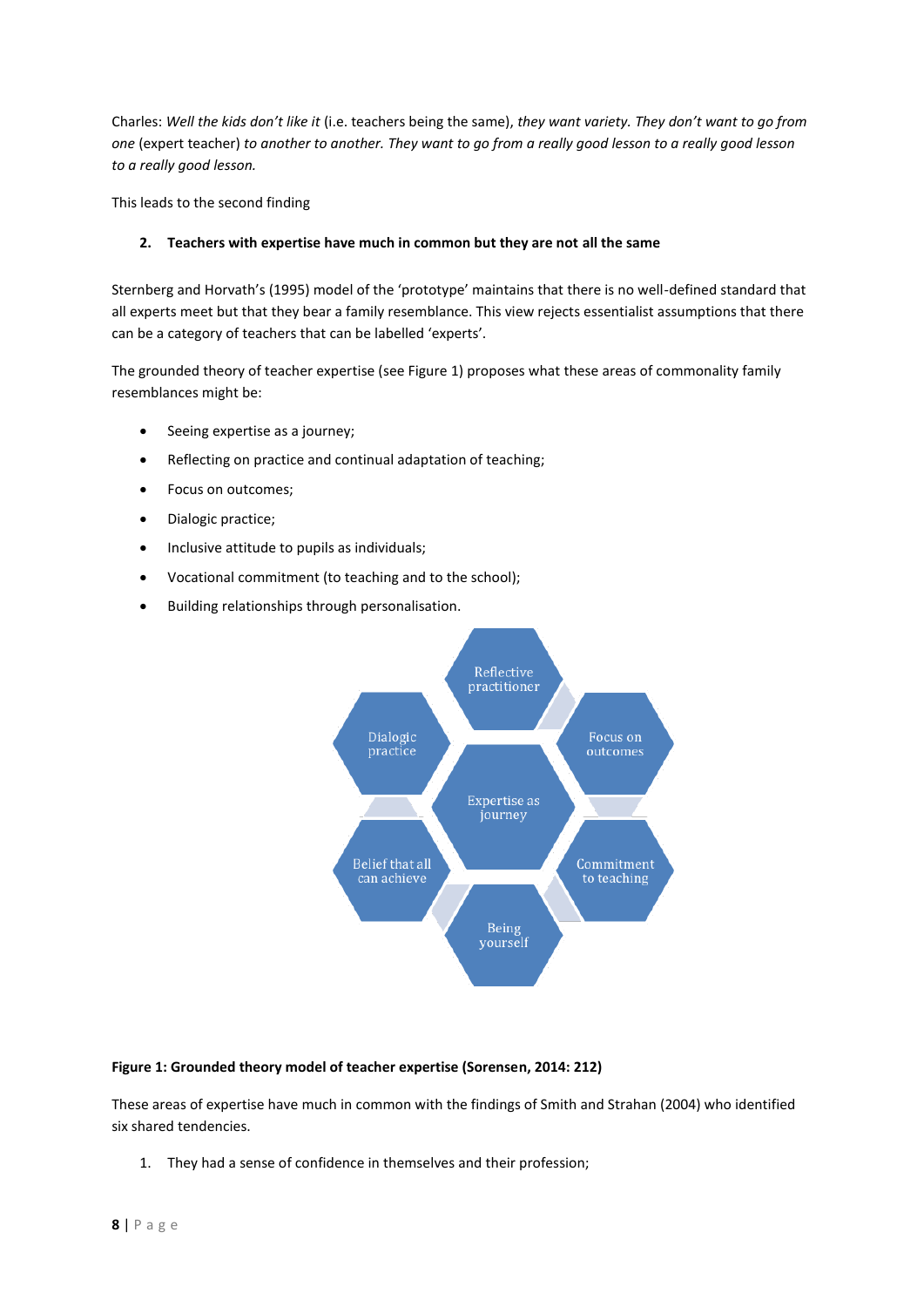Charles: *Well the kids don't like it* (i.e. teachers being the same), *they want variety. They don't want to go from one* (expert teacher) *to another to another. They want to go from a really good lesson to a really good lesson to a really good lesson.*

This leads to the second finding

2. **Teachers with expertise have much in common but they are not all the same**

Sternberg and Horvath's (1995) model of the 'prototype' maintains that there is no well-defined standard that all experts meet but that they bear a family resemblance. This view rejects essentialist assumptions that there can be a category of teachers that can be labelled 'experts'.

The grounded theory of teacher expertise (see Figure 1) proposes what these areas of commonality family resemblances might be:

- Seeing expertise as a journey;
- Reflecting on practice and continual adaptation of teaching;
- Focus on outcomes;
- Dialogic practice;
- Inclusive attitude to pupils as individuals;
- Vocational commitment (to teaching and to the school);
- Building relationships through personalisation.

Reflective practitioner

Dialogic practice

Focus on outcomes

Expertise as journey

Belief that all can achieve

Commitment to teaching

Being yourself

**Figure 1: Grounded theory model of teacher expertise (Sorensen, 2014: 212)**

These areas of expertise have much in common with the findings of Smith and Strahan (2004) who identified six shared tendencies.

1. They had a sense of confidence in themselves and their profession;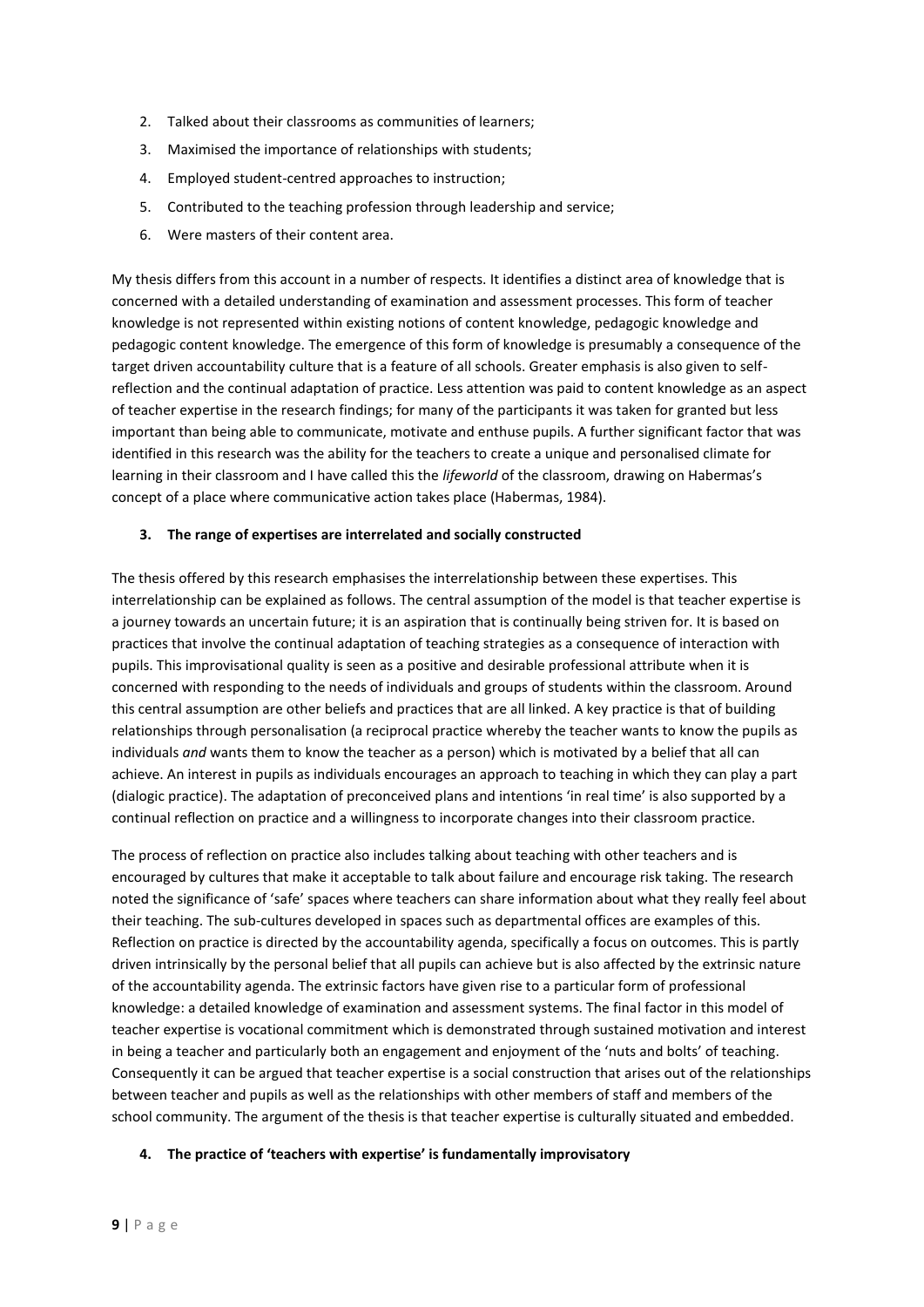2. Talked about their classrooms as communities of learners;
3. Maximised the importance of relationships with students;
4. Employed student-centred approaches to instruction;
5. Contributed to the teaching profession through leadership and service;
6. Were masters of their content area.

My thesis differs from this account in a number of respects. It identifies a distinct area of knowledge that is concerned with a detailed understanding of examination and assessment processes. This form of teacher knowledge is not represented within existing notions of content knowledge, pedagogic knowledge and pedagogic content knowledge. The emergence of this form of knowledge is presumably a consequence of the target driven accountability culture that is a feature of all schools. Greater emphasis is also given to self-reflection and the continual adaptation of practice. Less attention was paid to content knowledge as an aspect of teacher expertise in the research findings; for many of the participants it was taken for granted but less important than being able to communicate, motivate and enthuse pupils. A further significant factor that was identified in this research was the ability for the teachers to create a unique and personalised climate for learning in their classroom and I have called this the *lifeworld* of the classroom, drawing on Habermas's concept of a place where communicative action takes place (Habermas, 1984).

**3. The range of expertises are interrelated and socially constructed**

The thesis offered by this research emphasises the interrelationship between these expertises. This interrelationship can be explained as follows. The central assumption of the model is that teacher expertise is a journey towards an uncertain future; it is an aspiration that is continually being striven for. It is based on practices that involve the continual adaptation of teaching strategies as a consequence of interaction with pupils. This improvisational quality is seen as a positive and desirable professional attribute when it is concerned with responding to the needs of individuals and groups of students within the classroom. Around this central assumption are other beliefs and practices that are all linked. A key practice is that of building relationships through personalisation (a reciprocal practice whereby the teacher wants to know the pupils as individuals *and* wants them to know the teacher as a person) which is motivated by a belief that all can achieve. An interest in pupils as individuals encourages an approach to teaching in which they can play a part (dialogic practice). The adaptation of preconceived plans and intentions 'in real time' is also supported by a continual reflection on practice and a willingness to incorporate changes into their classroom practice.

The process of reflection on practice also includes talking about teaching with other teachers and is encouraged by cultures that make it acceptable to talk about failure and encourage risk taking. The research noted the significance of 'safe' spaces where teachers can share information about what they really feel about their teaching. The sub-cultures developed in spaces such as departmental offices are examples of this. Reflection on practice is directed by the accountability agenda, specifically a focus on outcomes. This is partly driven intrinsically by the personal belief that all pupils can achieve but is also affected by the extrinsic nature of the accountability agenda. The extrinsic factors have given rise to a particular form of professional knowledge: a detailed knowledge of examination and assessment systems. The final factor in this model of teacher expertise is vocational commitment which is demonstrated through sustained motivation and interest in being a teacher and particularly both an engagement and enjoyment of the 'nuts and bolts' of teaching. Consequently it can be argued that teacher expertise is a social construction that arises out of the relationships between teacher and pupils as well as the relationships with other members of staff and members of the school community. The argument of the thesis is that teacher expertise is culturally situated and embedded.

**4. The practice of 'teachers with expertise' is fundamentally improvisatory**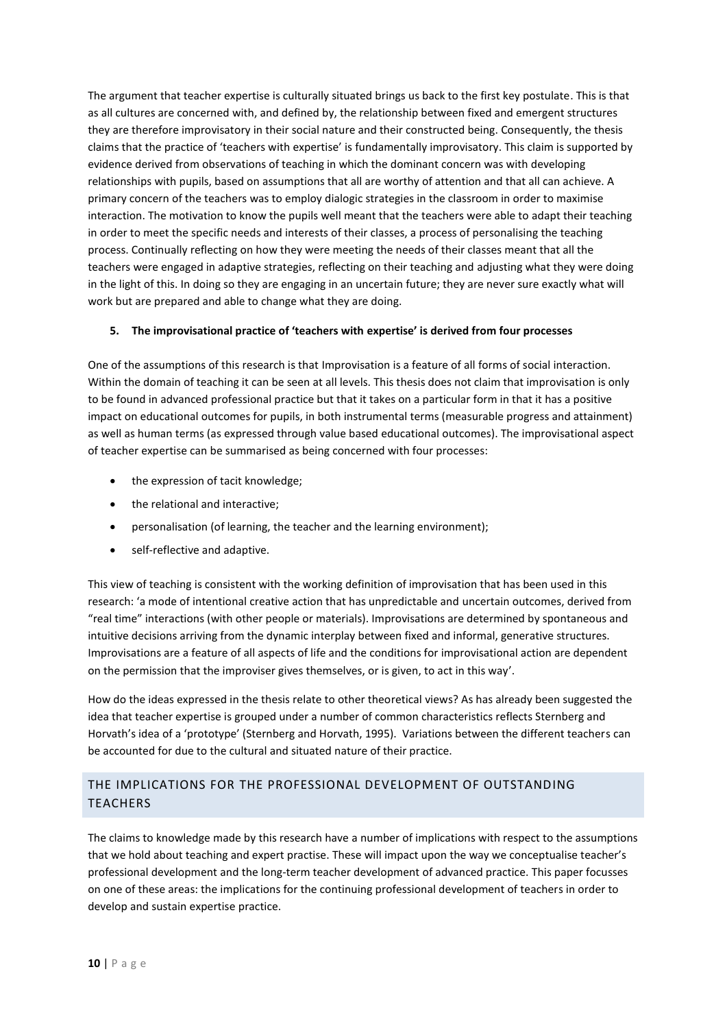The argument that teacher expertise is culturally situated brings us back to the first key postulate. This is that as all cultures are concerned with, and defined by, the relationship between fixed and emergent structures they are therefore improvisatory in their social nature and their constructed being. Consequently, the thesis claims that the practice of 'teachers with expertise' is fundamentally improvisatory. This claim is supported by evidence derived from observations of teaching in which the dominant concern was with developing relationships with pupils, based on assumptions that all are worthy of attention and that all can achieve. A primary concern of the teachers was to employ dialogic strategies in the classroom in order to maximise interaction. The motivation to know the pupils well meant that the teachers were able to adapt their teaching in order to meet the specific needs and interests of their classes, a process of personalising the teaching process. Continually reflecting on how they were meeting the needs of their classes meant that all the teachers were engaged in adaptive strategies, reflecting on their teaching and adjusting what they were doing in the light of this. In doing so they are engaging in an uncertain future; they are never sure exactly what will work but are prepared and able to change what they are doing.

**5. The improvisational practice of 'teachers with expertise' is derived from four processes**

One of the assumptions of this research is that Improvisation is a feature of all forms of social interaction. Within the domain of teaching it can be seen at all levels. This thesis does not claim that improvisation is only to be found in advanced professional practice but that it takes on a particular form in that it has a positive impact on educational outcomes for pupils, in both instrumental terms (measurable progress and attainment) as well as human terms (as expressed through value based educational outcomes). The improvisational aspect of teacher expertise can be summarised as being concerned with four processes:

- the expression of tacit knowledge;
- the relational and interactive;
- personalisation (of learning, the teacher and the learning environment);
- self-reflective and adaptive.

This view of teaching is consistent with the working definition of improvisation that has been used in this research: 'a mode of intentional creative action that has unpredictable and uncertain outcomes, derived from "real time" interactions (with other people or materials). Improvisations are determined by spontaneous and intuitive decisions arriving from the dynamic interplay between fixed and informal, generative structures. Improvisations are a feature of all aspects of life and the conditions for improvisational action are dependent on the permission that the improviser gives themselves, or is given, to act in this way'.

How do the ideas expressed in the thesis relate to other theoretical views? As has already been suggested the idea that teacher expertise is grouped under a number of common characteristics reflects Sternberg and Horvath's idea of a 'prototype' (Sternberg and Horvath, 1995). Variations between the different teachers can be accounted for due to the cultural and situated nature of their practice.

## THE IMPLICATIONS FOR THE PROFESSIONAL DEVELOPMENT OF OUTSTANDING TEACHERS

The claims to knowledge made by this research have a number of implications with respect to the assumptions that we hold about teaching and expert practise. These will impact upon the way we conceptualise teacher's professional development and the long-term teacher development of advanced practice. This paper focusses on one of these areas: the implications for the continuing professional development of teachers in order to develop and sustain expertise practice.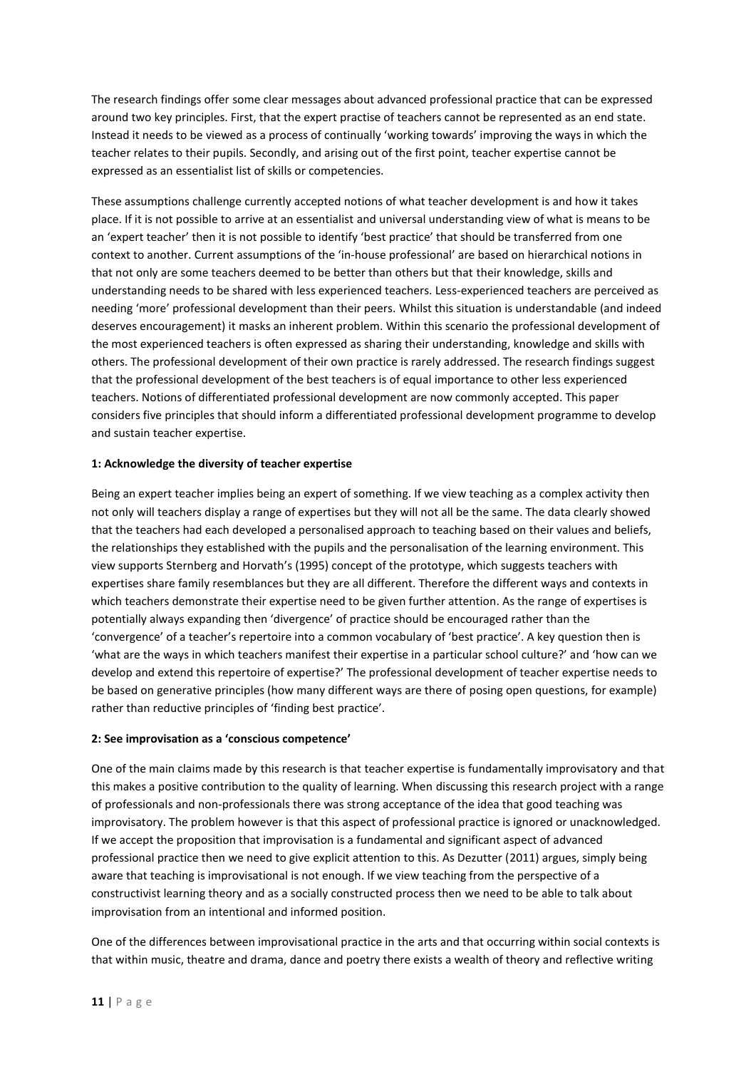The research findings offer some clear messages about advanced professional practice that can be expressed around two key principles. First, that the expert practise of teachers cannot be represented as an end state. Instead it needs to be viewed as a process of continually 'working towards' improving the ways in which the teacher relates to their pupils. Secondly, and arising out of the first point, teacher expertise cannot be expressed as an essentialist list of skills or competencies.

These assumptions challenge currently accepted notions of what teacher development is and how it takes place. If it is not possible to arrive at an essentialist and universal understanding view of what is means to be an 'expert teacher' then it is not possible to identify 'best practice' that should be transferred from one context to another. Current assumptions of the 'in-house professional' are based on hierarchical notions in that not only are some teachers deemed to be better than others but that their knowledge, skills and understanding needs to be shared with less experienced teachers. Less-experienced teachers are perceived as needing 'more' professional development than their peers. Whilst this situation is understandable (and indeed deserves encouragement) it masks an inherent problem. Within this scenario the professional development of the most experienced teachers is often expressed as sharing their understanding, knowledge and skills with others. The professional development of their own practice is rarely addressed. The research findings suggest that the professional development of the best teachers is of equal importance to other less experienced teachers. Notions of differentiated professional development are now commonly accepted. This paper considers five principles that should inform a differentiated professional development programme to develop and sustain teacher expertise.

**1: Acknowledge the diversity of teacher expertise**

Being an expert teacher implies being an expert of something. If we view teaching as a complex activity then not only will teachers display a range of expertises but they will not all be the same. The data clearly showed that the teachers had each developed a personalised approach to teaching based on their values and beliefs, the relationships they established with the pupils and the personalisation of the learning environment. This view supports Sternberg and Horvath's (1995) concept of the prototype, which suggests teachers with expertises share family resemblances but they are all different. Therefore the different ways and contexts in which teachers demonstrate their expertise need to be given further attention. As the range of expertises is potentially always expanding then 'divergence' of practice should be encouraged rather than the 'convergence' of a teacher's repertoire into a common vocabulary of 'best practice'. A key question then is 'what are the ways in which teachers manifest their expertise in a particular school culture?' and 'how can we develop and extend this repertoire of expertise?' The professional development of teacher expertise needs to be based on generative principles (how many different ways are there of posing open questions, for example) rather than reductive principles of 'finding best practice'.

**2: See improvisation as a 'conscious competence'**

One of the main claims made by this research is that teacher expertise is fundamentally improvisatory and that this makes a positive contribution to the quality of learning. When discussing this research project with a range of professionals and non-professionals there was strong acceptance of the idea that good teaching was improvisatory. The problem however is that this aspect of professional practice is ignored or unacknowledged. If we accept the proposition that improvisation is a fundamental and significant aspect of advanced professional practice then we need to give explicit attention to this. As Dezutter (2011) argues, simply being aware that teaching is improvisational is not enough. If we view teaching from the perspective of a constructivist learning theory and as a socially constructed process then we need to be able to talk about improvisation from an intentional and informed position.

One of the differences between improvisational practice in the arts and that occurring within social contexts is that within music, theatre and drama, dance and poetry there exists a wealth of theory and reflective writing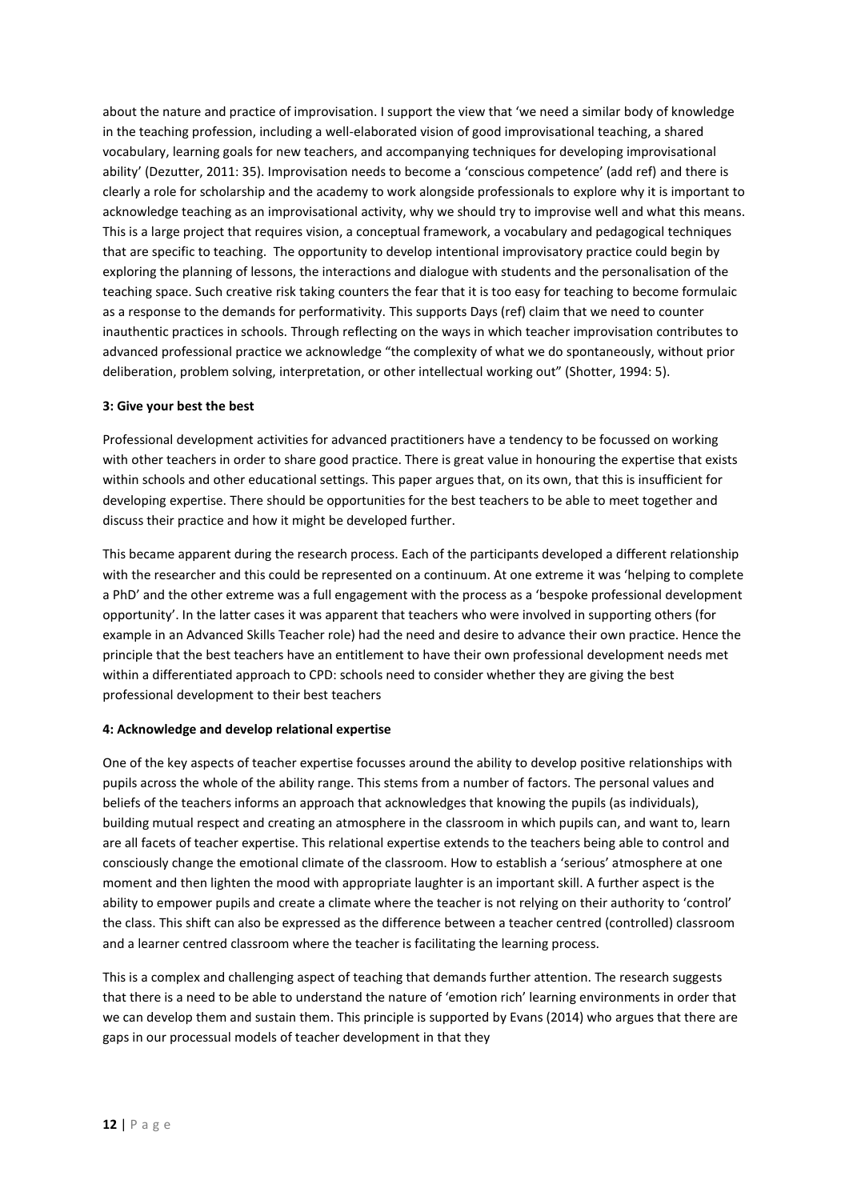about the nature and practice of improvisation. I support the view that 'we need a similar body of knowledge in the teaching profession, including a well-elaborated vision of good improvisational teaching, a shared vocabulary, learning goals for new teachers, and accompanying techniques for developing improvisational ability' (Dezutter, 2011: 35). Improvisation needs to become a 'conscious competence' (add ref) and there is clearly a role for scholarship and the academy to work alongside professionals to explore why it is important to acknowledge teaching as an improvisational activity, why we should try to improvise well and what this means. This is a large project that requires vision, a conceptual framework, a vocabulary and pedagogical techniques that are specific to teaching. The opportunity to develop intentional improvisatory practice could begin by exploring the planning of lessons, the interactions and dialogue with students and the personalisation of the teaching space. Such creative risk taking counters the fear that it is too easy for teaching to become formulaic as a response to the demands for performativity. This supports Days (ref) claim that we need to counter inauthentic practices in schools. Through reflecting on the ways in which teacher improvisation contributes to advanced professional practice we acknowledge "the complexity of what we do spontaneously, without prior deliberation, problem solving, interpretation, or other intellectual working out" (Shotter, 1994: 5).

**3: Give your best the best**

Professional development activities for advanced practitioners have a tendency to be focussed on working with other teachers in order to share good practice. There is great value in honouring the expertise that exists within schools and other educational settings. This paper argues that, on its own, that this is insufficient for developing expertise. There should be opportunities for the best teachers to be able to meet together and discuss their practice and how it might be developed further.

This became apparent during the research process. Each of the participants developed a different relationship with the researcher and this could be represented on a continuum. At one extreme it was 'helping to complete a PhD' and the other extreme was a full engagement with the process as a 'bespoke professional development opportunity'. In the latter cases it was apparent that teachers who were involved in supporting others (for example in an Advanced Skills Teacher role) had the need and desire to advance their own practice. Hence the principle that the best teachers have an entitlement to have their own professional development needs met within a differentiated approach to CPD: schools need to consider whether they are giving the best professional development to their best teachers

**4: Acknowledge and develop relational expertise**

One of the key aspects of teacher expertise focusses around the ability to develop positive relationships with pupils across the whole of the ability range. This stems from a number of factors. The personal values and beliefs of the teachers informs an approach that acknowledges that knowing the pupils (as individuals), building mutual respect and creating an atmosphere in the classroom in which pupils can, and want to, learn are all facets of teacher expertise. This relational expertise extends to the teachers being able to control and consciously change the emotional climate of the classroom. How to establish a 'serious' atmosphere at one moment and then lighten the mood with appropriate laughter is an important skill. A further aspect is the ability to empower pupils and create a climate where the teacher is not relying on their authority to 'control' the class. This shift can also be expressed as the difference between a teacher centred (controlled) classroom and a learner centred classroom where the teacher is facilitating the learning process.

This is a complex and challenging aspect of teaching that demands further attention. The research suggests that there is a need to be able to understand the nature of 'emotion rich' learning environments in order that we can develop them and sustain them. This principle is supported by Evans (2014) who argues that there are gaps in our processual models of teacher development in that they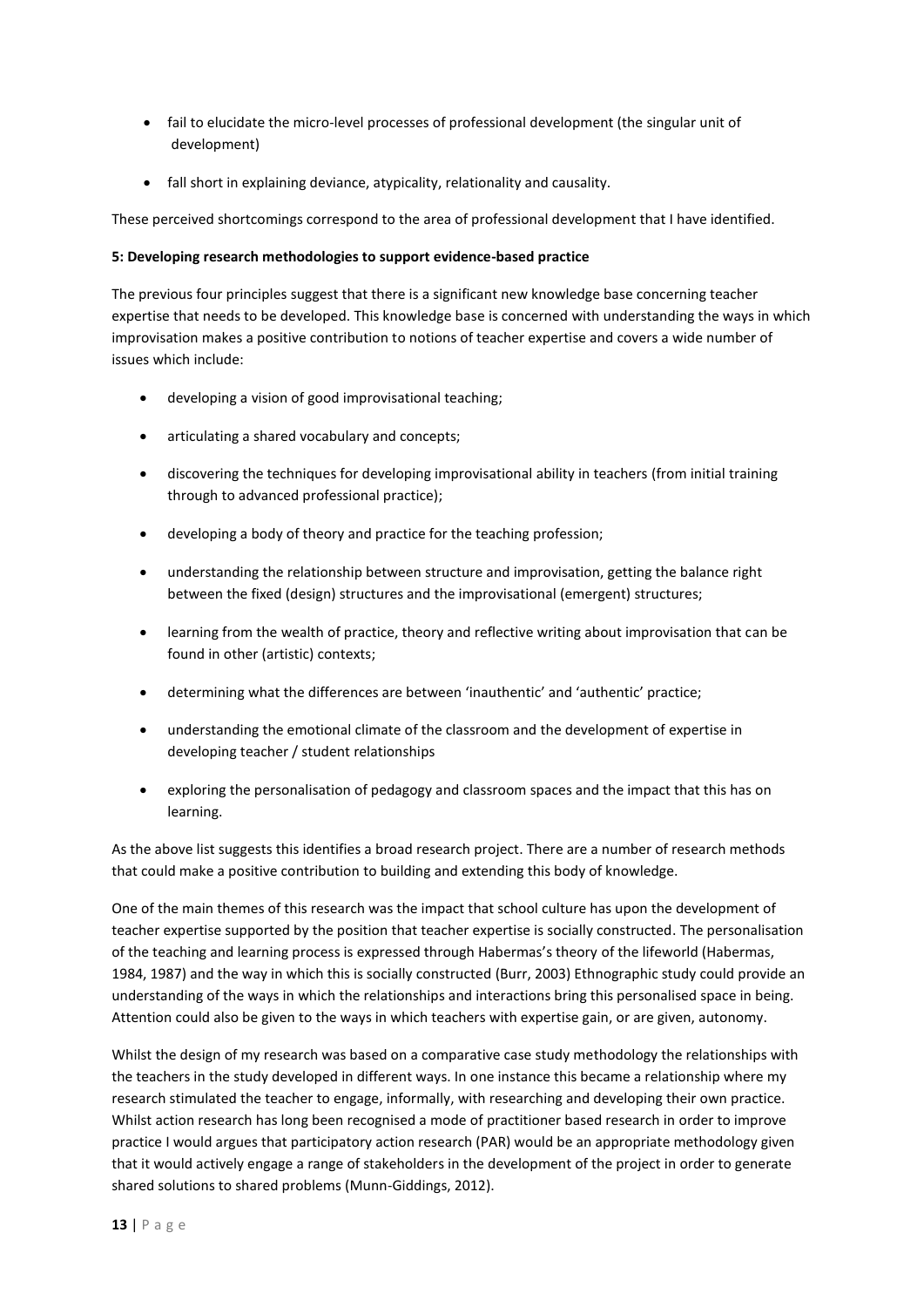- fail to elucidate the micro-level processes of professional development (the singular unit of development)
- fall short in explaining deviance, atypicality, relationality and causality.

These perceived shortcomings correspond to the area of professional development that I have identified.

**5: Developing research methodologies to support evidence-based practice**

The previous four principles suggest that there is a significant new knowledge base concerning teacher expertise that needs to be developed. This knowledge base is concerned with understanding the ways in which improvisation makes a positive contribution to notions of teacher expertise and covers a wide number of issues which include:

- developing a vision of good improvisational teaching;
- articulating a shared vocabulary and concepts;
- discovering the techniques for developing improvisational ability in teachers (from initial training through to advanced professional practice);
- developing a body of theory and practice for the teaching profession;
- understanding the relationship between structure and improvisation, getting the balance right between the fixed (design) structures and the improvisational (emergent) structures;
- learning from the wealth of practice, theory and reflective writing about improvisation that can be found in other (artistic) contexts;
- determining what the differences are between 'inauthentic' and 'authentic' practice;
- understanding the emotional climate of the classroom and the development of expertise in developing teacher / student relationships
- exploring the personalisation of pedagogy and classroom spaces and the impact that this has on learning.

As the above list suggests this identifies a broad research project. There are a number of research methods that could make a positive contribution to building and extending this body of knowledge.

One of the main themes of this research was the impact that school culture has upon the development of teacher expertise supported by the position that teacher expertise is socially constructed. The personalisation of the teaching and learning process is expressed through Habermas's theory of the lifeworld (Habermas, 1984, 1987) and the way in which this is socially constructed (Burr, 2003) Ethnographic study could provide an understanding of the ways in which the relationships and interactions bring this personalised space in being. Attention could also be given to the ways in which teachers with expertise gain, or are given, autonomy.

Whilst the design of my research was based on a comparative case study methodology the relationships with the teachers in the study developed in different ways. In one instance this became a relationship where my research stimulated the teacher to engage, informally, with researching and developing their own practice. Whilst action research has long been recognised a mode of practitioner based research in order to improve practice I would argues that participatory action research (PAR) would be an appropriate methodology given that it would actively engage a range of stakeholders in the development of the project in order to generate shared solutions to shared problems (Munn-Giddings, 2012).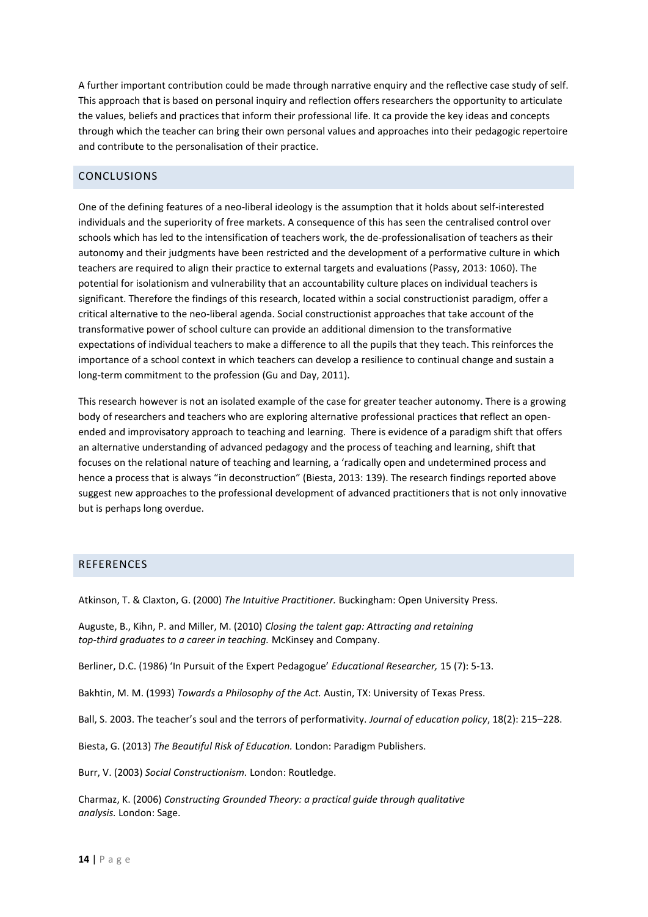A further important contribution could be made through narrative enquiry and the reflective case study of self. This approach that is based on personal inquiry and reflection offers researchers the opportunity to articulate the values, beliefs and practices that inform their professional life. It ca provide the key ideas and concepts through which the teacher can bring their own personal values and approaches into their pedagogic repertoire and contribute to the personalisation of their practice.

## CONCLUSIONS

One of the defining features of a neo-liberal ideology is the assumption that it holds about self-interested individuals and the superiority of free markets. A consequence of this has seen the centralised control over schools which has led to the intensification of teachers work, the de-professionalisation of teachers as their autonomy and their judgments have been restricted and the development of a performative culture in which teachers are required to align their practice to external targets and evaluations (Passy, 2013: 1060). The potential for isolationism and vulnerability that an accountability culture places on individual teachers is significant. Therefore the findings of this research, located within a social constructionist paradigm, offer a critical alternative to the neo-liberal agenda. Social constructionist approaches that take account of the transformative power of school culture can provide an additional dimension to the transformative expectations of individual teachers to make a difference to all the pupils that they teach. This reinforces the importance of a school context in which teachers can develop a resilience to continual change and sustain a long-term commitment to the profession (Gu and Day, 2011).

This research however is not an isolated example of the case for greater teacher autonomy. There is a growing body of researchers and teachers who are exploring alternative professional practices that reflect an open-ended and improvisatory approach to teaching and learning. There is evidence of a paradigm shift that offers an alternative understanding of advanced pedagogy and the process of teaching and learning, shift that focuses on the relational nature of teaching and learning, a 'radically open and undetermined process and hence a process that is always "in deconstruction" (Biesta, 2013: 139). The research findings reported above suggest new approaches to the professional development of advanced practitioners that is not only innovative but is perhaps long overdue.

## REFERENCES

Atkinson, T. & Claxton, G. (2000) *The Intuitive Practitioner.* Buckingham: Open University Press.

Auguste, B., Kihn, P. and Miller, M. (2010) *Closing the talent gap: Attracting and retaining top-third graduates to a career in teaching.* McKinsey and Company.

Berliner, D.C. (1986) 'In Pursuit of the Expert Pedagogue' *Educational Researcher,* 15 (7): 5-13.

Bakhtin, M. M. (1993) *Towards a Philosophy of the Act.* Austin, TX: University of Texas Press.

Ball, S. 2003. The teacher's soul and the terrors of performativity. *Journal of education policy*, 18(2): 215–228.

Biesta, G. (2013) *The Beautiful Risk of Education.* London: Paradigm Publishers.

Burr, V. (2003) *Social Constructionism.* London: Routledge.

Charmaz, K. (2006) *Constructing Grounded Theory: a practical guide through qualitative analysis.* London: Sage.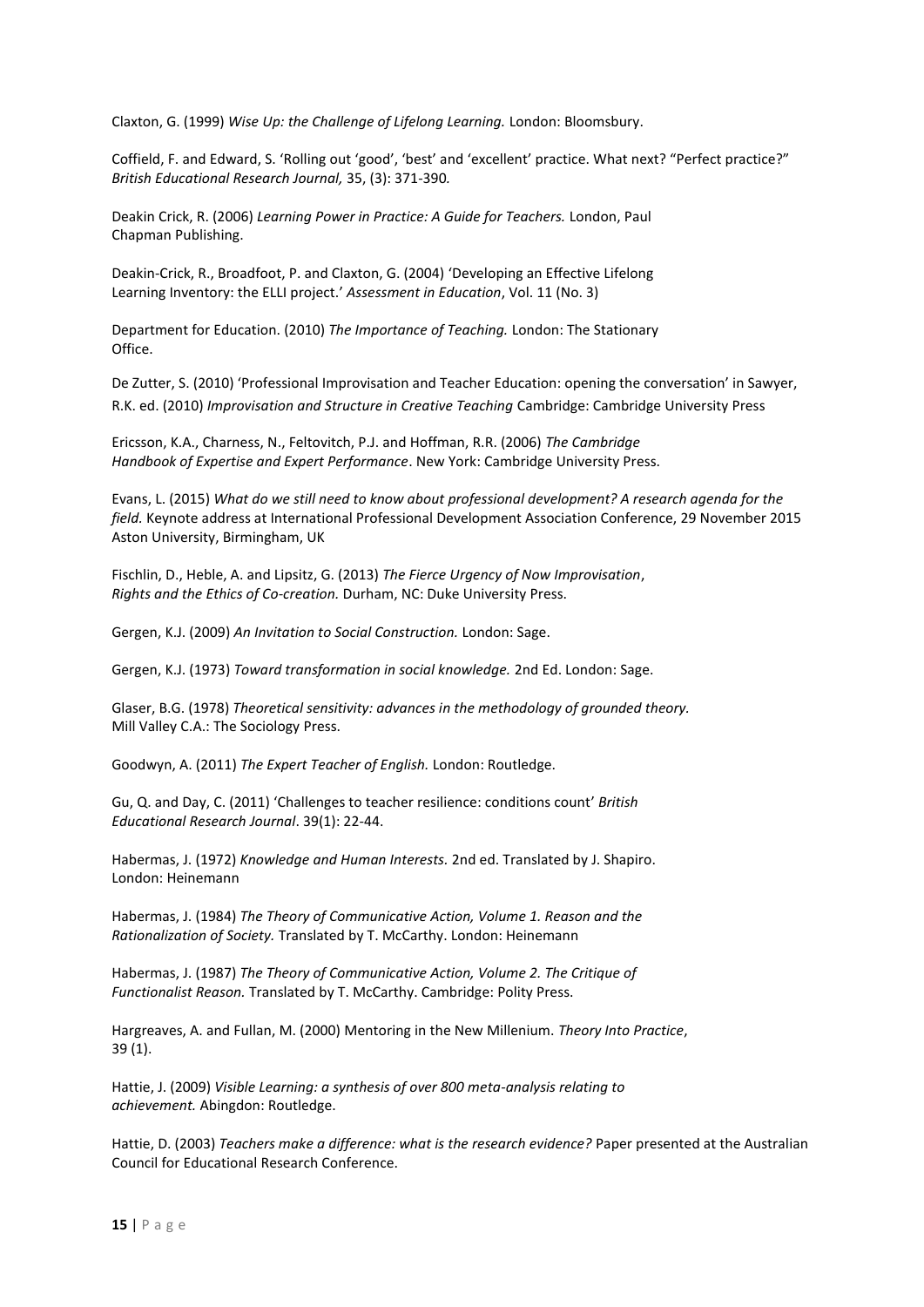Claxton, G. (1999) *Wise Up: the Challenge of Lifelong Learning.* London: Bloomsbury.

Coffield, F. and Edward, S. 'Rolling out 'good', 'best' and 'excellent' practice. What next? "Perfect practice?" *British Educational Research Journal,* 35, (3): 371-390.

Deakin Crick, R. (2006) *Learning Power in Practice: A Guide for Teachers.* London, Paul Chapman Publishing.

Deakin-Crick, R., Broadfoot, P. and Claxton, G. (2004) 'Developing an Effective Lifelong Learning Inventory: the ELLI project.' *Assessment in Education*, Vol. 11 (No. 3)

Department for Education. (2010) *The Importance of Teaching.* London: The Stationary Office.

De Zutter, S. (2010) 'Professional Improvisation and Teacher Education: opening the conversation' in Sawyer, R.K. ed. (2010) *Improvisation and Structure in Creative Teaching* Cambridge: Cambridge University Press

Ericsson, K.A., Charness, N., Feltovitch, P.J. and Hoffman, R.R. (2006) *The Cambridge Handbook of Expertise and Expert Performance*. New York: Cambridge University Press.

Evans, L. (2015) *What do we still need to know about professional development? A research agenda for the field.* Keynote address at International Professional Development Association Conference, 29 November 2015 Aston University, Birmingham, UK

Fischlin, D., Heble, A. and Lipsitz, G. (2013) *The Fierce Urgency of Now Improvisation*, *Rights and the Ethics of Co-creation.* Durham, NC: Duke University Press.

Gergen, K.J. (2009) *An Invitation to Social Construction.* London: Sage.

Gergen, K.J. (1973) *Toward transformation in social knowledge.* 2nd Ed. London: Sage.

Glaser, B.G. (1978) *Theoretical sensitivity: advances in the methodology of grounded theory.* Mill Valley C.A.: The Sociology Press.

Goodwyn, A. (2011) *The Expert Teacher of English.* London: Routledge.

Gu, Q. and Day, C. (2011) 'Challenges to teacher resilience: conditions count' *British Educational Research Journal*. 39(1): 22-44.

Habermas, J. (1972) *Knowledge and Human Interests.* 2nd ed. Translated by J. Shapiro. London: Heinemann

Habermas, J. (1984) *The Theory of Communicative Action, Volume 1. Reason and the Rationalization of Society.* Translated by T. McCarthy. London: Heinemann

Habermas, J. (1987) *The Theory of Communicative Action, Volume 2. The Critique of Functionalist Reason.* Translated by T. McCarthy. Cambridge: Polity Press.

Hargreaves, A. and Fullan, M. (2000) Mentoring in the New Millenium. *Theory Into Practice*, 39 (1).

Hattie, J. (2009) *Visible Learning: a synthesis of over 800 meta-analysis relating to achievement.* Abingdon: Routledge.

Hattie, D. (2003) *Teachers make a difference: what is the research evidence?* Paper presented at the Australian Council for Educational Research Conference.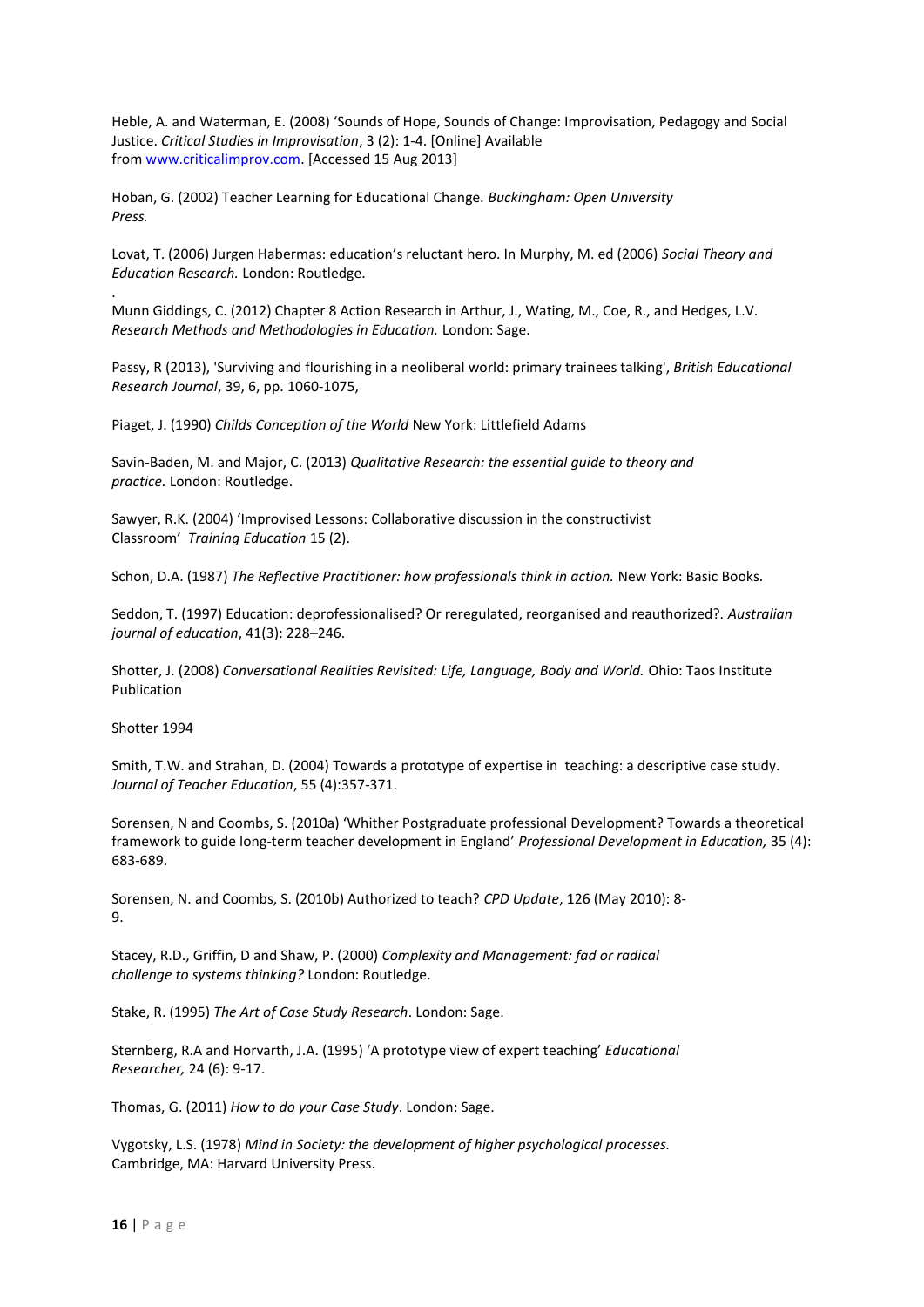Heble, A. and Waterman, E. (2008) 'Sounds of Hope, Sounds of Change: Improvisation, Pedagogy and Social Justice. *Critical Studies in Improvisation*, 3 (2): 1-4. [Online] Available from www.criticalimprov.com. [Accessed 15 Aug 2013]

Hoban, G. (2002) Teacher Learning for Educational Change. *Buckingham: Open University Press.*

Lovat, T. (2006) Jurgen Habermas: education's reluctant hero. In Murphy, M. ed (2006) *Social Theory and Education Research.* London: Routledge.

.

Munn Giddings, C. (2012) Chapter 8 Action Research in Arthur, J., Wating, M., Coe, R., and Hedges, L.V. *Research Methods and Methodologies in Education.* London: Sage.

Passy, R (2013), 'Surviving and flourishing in a neoliberal world: primary trainees talking', *British Educational Research Journal*, 39, 6, pp. 1060-1075,

Piaget, J. (1990) *Childs Conception of the World* New York: Littlefield Adams

Savin-Baden, M. and Major, C. (2013) *Qualitative Research: the essential guide to theory and practice.* London: Routledge.

Sawyer, R.K. (2004) 'Improvised Lessons: Collaborative discussion in the constructivist Classroom' *Training Education* 15 (2).

Schon, D.A. (1987) *The Reflective Practitioner: how professionals think in action.* New York: Basic Books.

Seddon, T. (1997) Education: deprofessionalised? Or reregulated, reorganised and reauthorized?. *Australian journal of education*, 41(3): 228–246.

Shotter, J. (2008) *Conversational Realities Revisited: Life, Language, Body and World.* Ohio: Taos Institute Publication

Shotter 1994

Smith, T.W. and Strahan, D. (2004) Towards a prototype of expertise in teaching: a descriptive case study. *Journal of Teacher Education*, 55 (4):357-371.

Sorensen, N and Coombs, S. (2010a) 'Whither Postgraduate professional Development? Towards a theoretical framework to guide long-term teacher development in England' *Professional Development in Education,* 35 (4): 683-689.

Sorensen, N. and Coombs, S. (2010b) Authorized to teach? *CPD Update*, 126 (May 2010): 8-9.

Stacey, R.D., Griffin, D and Shaw, P. (2000) *Complexity and Management: fad or radical challenge to systems thinking?* London: Routledge.

Stake, R. (1995) *The Art of Case Study Research*. London: Sage.

Sternberg, R.A and Horvarth, J.A. (1995) 'A prototype view of expert teaching' *Educational Researcher,* 24 (6): 9-17.

Thomas, G. (2011) *How to do your Case Study*. London: Sage.

Vygotsky, L.S. (1978) *Mind in Society: the development of higher psychological processes.* Cambridge, MA: Harvard University Press.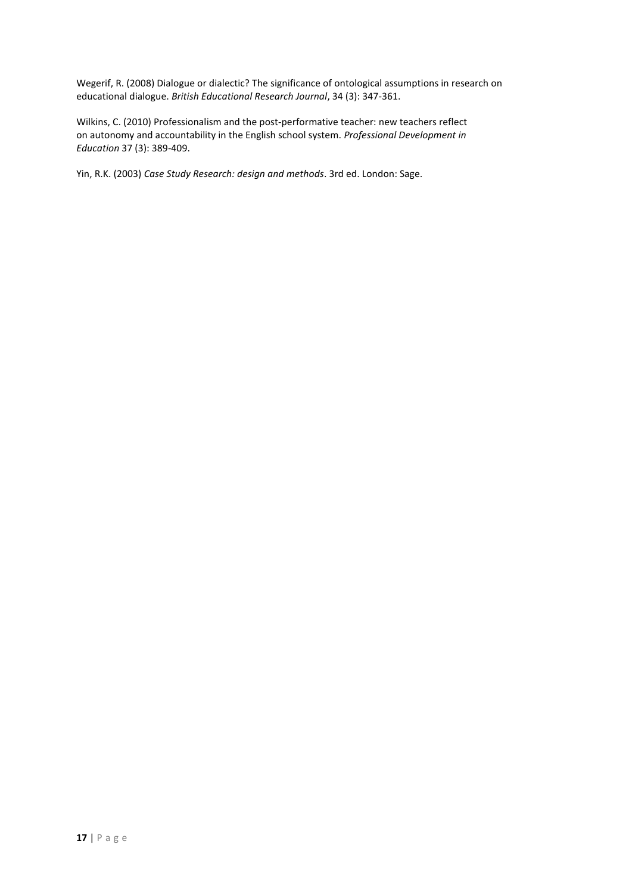Wegerif, R. (2008) Dialogue or dialectic? The significance of ontological assumptions in research on educational dialogue. *British Educational Research Journal*, 34 (3): 347-361.

Wilkins, C. (2010) Professionalism and the post-performative teacher: new teachers reflect on autonomy and accountability in the English school system. *Professional Development in Education* 37 (3): 389-409.

Yin, R.K. (2003) *Case Study Research: design and methods*. 3rd ed. London: Sage.